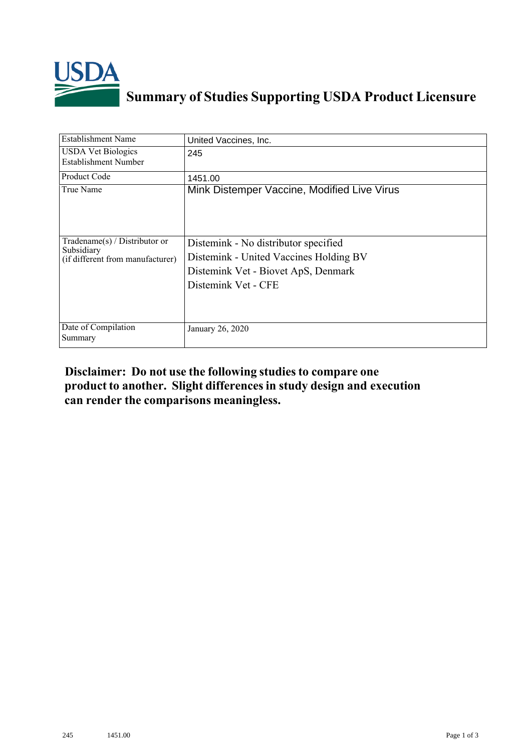# Summary of Studies Supporting USDA Product Licensure

| Establishment Name | United Vaccines, Inc. |
|---|---|
| USDA Vet Biologics Establishment Number | 245 |
| Product Code | 1451.00 |
| True Name | Mink Distemper Vaccine, Modified Live Virus |
| Tradename(s) / Distributor or Subsidiary (if different from manufacturer) | Distemink - No distributor specified<br>Distemink - United Vaccines Holding BV<br>Distemink Vet - Biovet ApS, Denmark<br>Distemink Vet - CFE |
| Date of Compilation Summary | January 26, 2020 |

**Disclaimer: Do not use the following studies to compare one product to another. Slight differences in study design and execution can render the comparisons meaningless.**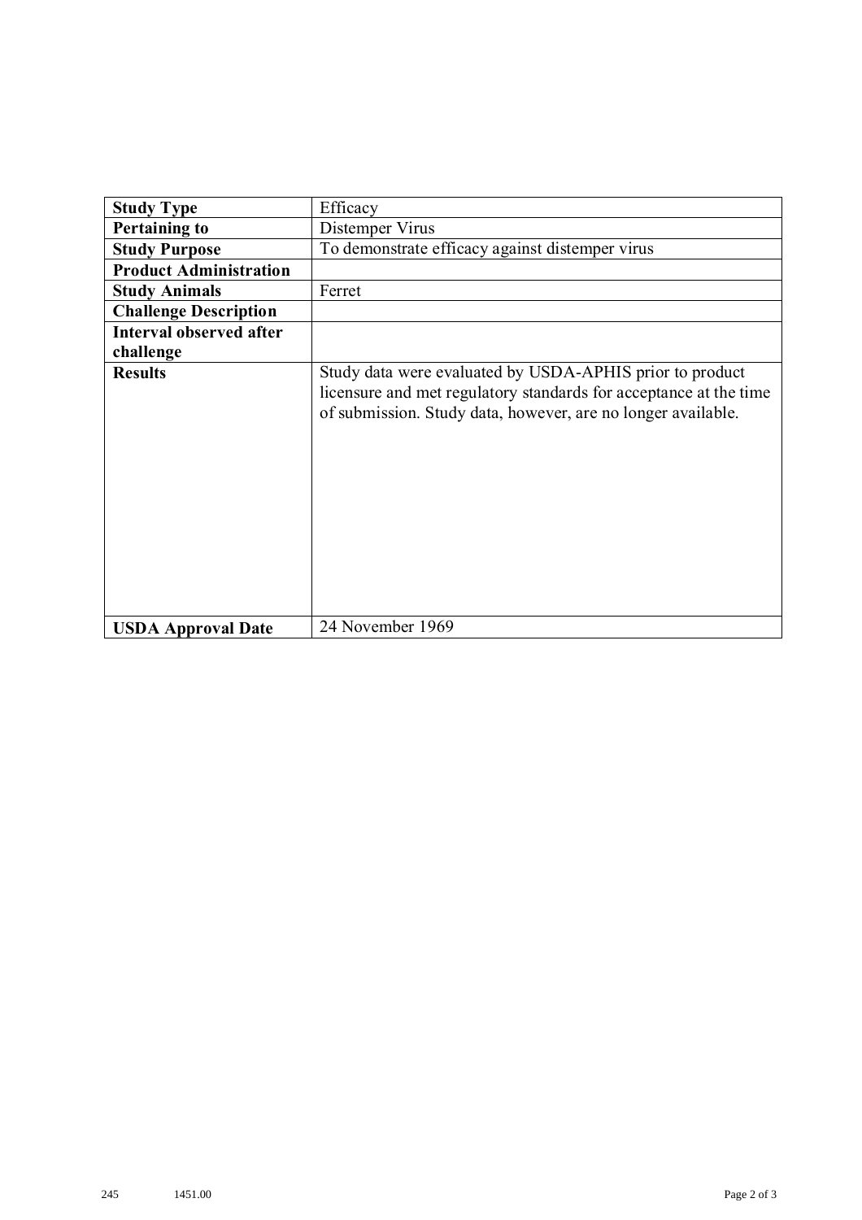| **Study Type** | Efficacy |
| --- | --- |
| **Pertaining to** | Distemper Virus |
| **Study Purpose** | To demonstrate efficacy against distemper virus |
| **Product Administration** | |
| **Study Animals** | Ferret |
| **Challenge Description** | |
| **Interval observed after challenge** | |
| **Results** | Study data were evaluated by USDA-APHIS prior to product licensure and met regulatory standards for acceptance at the time of submission. Study data, however, are no longer available. |
| **USDA Approval Date** | 24 November 1969 |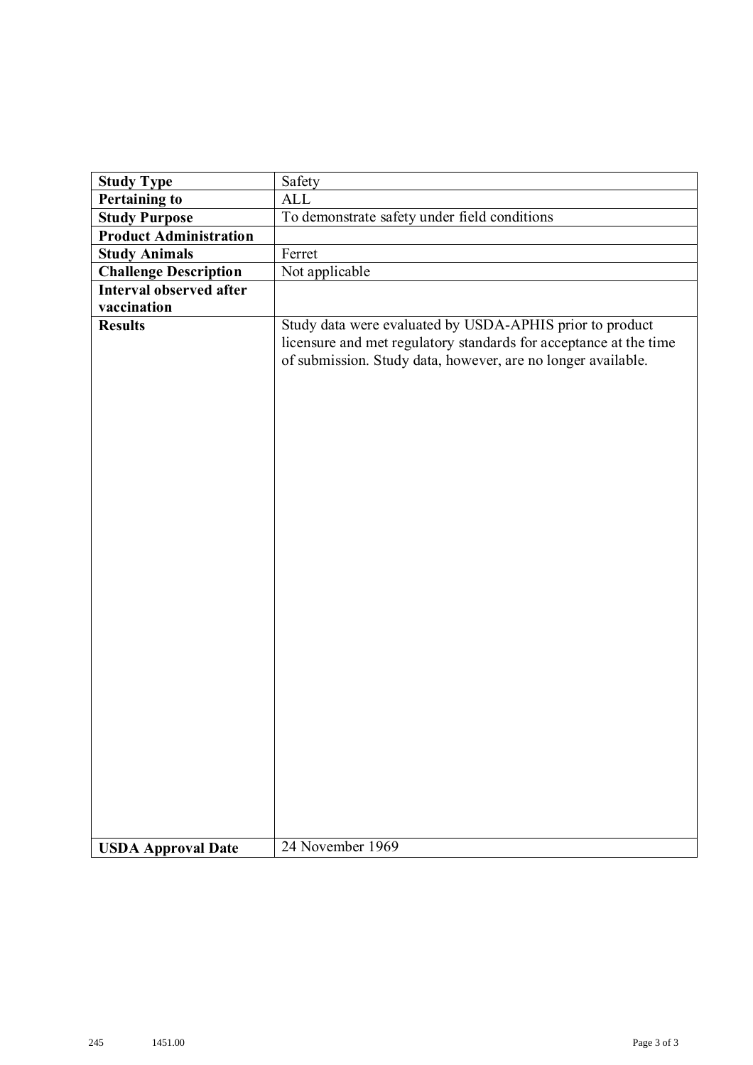| | |
|---|---|
| **Study Type** | Safety |
| **Pertaining to** | ALL |
| **Study Purpose** | To demonstrate safety under field conditions |
| **Product Administration** | |
| **Study Animals** | Ferret |
| **Challenge Description** | Not applicable |
| **Interval observed after vaccination** | |
| **Results** | Study data were evaluated by USDA-APHIS prior to product licensure and met regulatory standards for acceptance at the time of submission. Study data, however, are no longer available. |
| **USDA Approval Date** | 24 November 1969 |